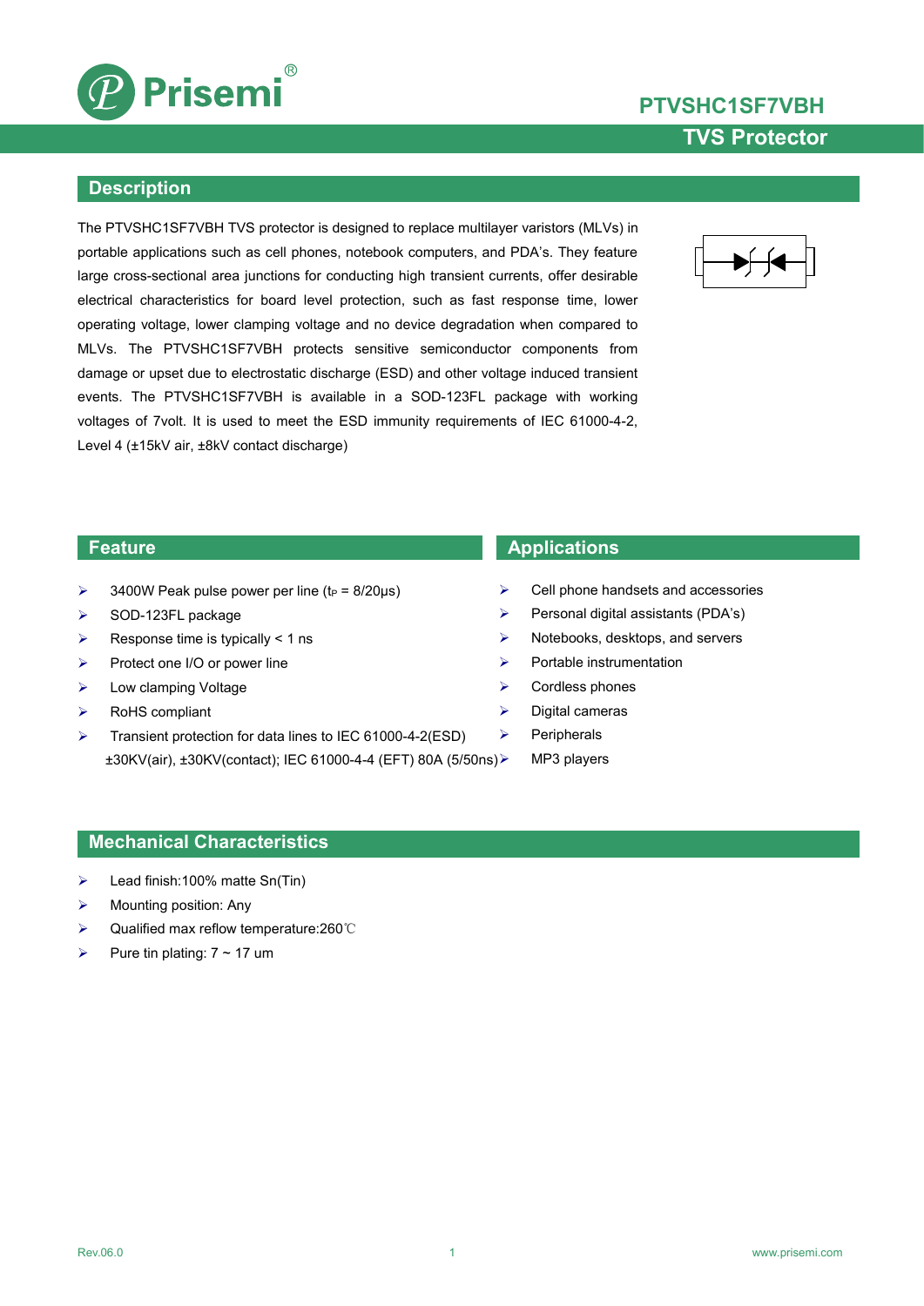# PTVSHC1SF7VBH

## TVS Protector

## Description

The PTVSHC1SF7VBH TVS protector is designed to replace multilayer varistors (MLVs) in portable applications such as cell phones, notebook computers, and PDA's. They feature large cross-sectional area junctions for conducting high transient currents, offer desirable electrical characteristics for board level protection, such as fast response time, lower operating voltage, lower clamping voltage and no device degradation when compared to MLVs. The PTVSHC1SF7VBH protects sensitive semiconductor components from damage or upset due to electrostatic discharge (ESD) and other voltage induced transient events. The PTVSHC1SF7VBH is available in a SOD-123FL package with working voltages of 7volt. It is used to meet the ESD immunity requirements of IEC 61000-4-2, Level 4 (±15kV air, ±8kV contact discharge)

## Feature

- 3400W Peak pulse power per line ($t_P$ = 8/20μs)
- SOD-123FL package
- Response time is typically < 1 ns
- Protect one I/O or power line
- Low clamping Voltage
- RoHS compliant
- Transient protection for data lines to IEC 61000-4-2(ESD) ±30KV(air), ±30KV(contact); IEC 61000-4-4 (EFT) 80A (5/50ns)

## Applications

- Cell phone handsets and accessories
- Personal digital assistants (PDA's)
- Notebooks, desktops, and servers
- Portable instrumentation
- Cordless phones
- Digital cameras
- Peripherals
- MP3 players

## Mechanical Characteristics

- Lead finish:100% matte Sn(Tin)
- Mounting position: Any
- Qualified max reflow temperature:260℃
- Pure tin plating: 7 ~ 17 um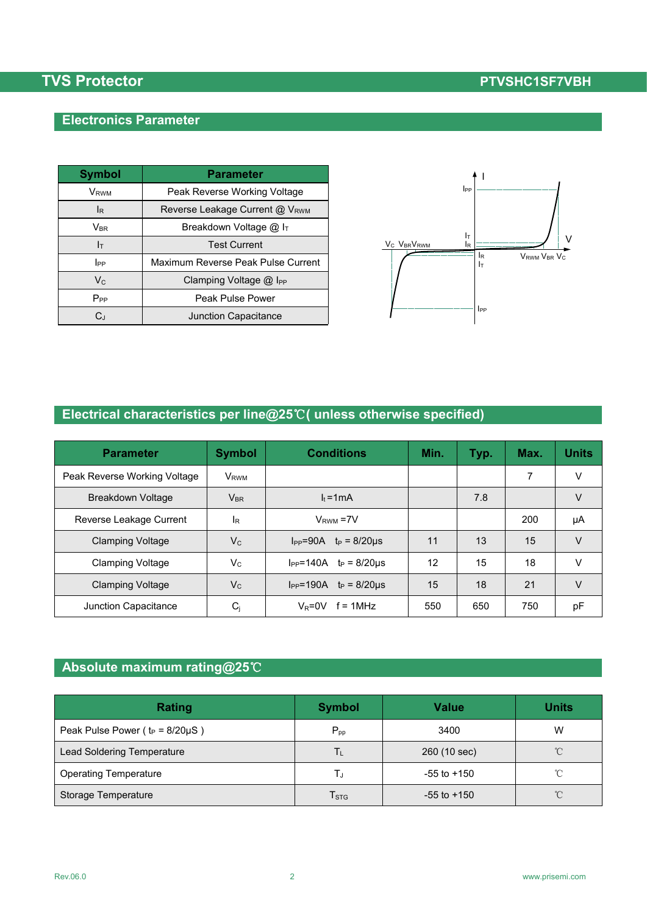## Electronics Parameter

| Symbol | Parameter |
|---|---|
| $V_{RWM}$ | Peak Reverse Working Voltage |
| $I_R$ | Reverse Leakage Current @ $V_{RWM}$ |
| $V_{BR}$ | Breakdown Voltage @ $I_T$ |
| $I_T$ | Test Current |
| $I_{PP}$ | Maximum Reverse Peak Pulse Current |
| $V_C$ | Clamping Voltage @ $I_{PP}$ |
| $P_{PP}$ | Peak Pulse Power |
| $C_J$ | Junction Capacitance |

## Electrical characteristics per line@25℃( unless otherwise specified)

| Parameter | Symbol | Conditions | Min. | Typ. | Max. | Units |
|---|---|---|---|---|---|---|
| Peak Reverse Working Voltage | $V_{RWM}$ | | | | 7 | V |
| Breakdown Voltage | $V_{BR}$ | $I_t$=1mA | | 7.8 | | V |
| Reverse Leakage Current | $I_R$ | $V_{RWM}$ =7V | | | 200 | μA |
| Clamping Voltage | $V_C$ | $I_{PP}$=90A $t_P$ = 8/20μs | 11 | 13 | 15 | V |
| Clamping Voltage | $V_C$ | $I_{PP}$=140A $t_P$ = 8/20μs | 12 | 15 | 18 | V |
| Clamping Voltage | $V_C$ | $I_{PP}$=190A $t_P$ = 8/20μs | 15 | 18 | 21 | V |
| Junction Capacitance | $C_j$ | $V_R$=0V f = 1MHz | 550 | 650 | 750 | pF |

## Absolute maximum rating@25℃

| Rating | Symbol | Value | Units |
|---|---|---|---|
| Peak Pulse Power ( $t_P$ = 8/20μS ) | $P_{pp}$ | 3400 | W |
| Lead Soldering Temperature | $T_L$ | 260 (10 sec) | ℃ |
| Operating Temperature | $T_J$ | -55 to +150 | ℃ |
| Storage Temperature | $T_{STG}$ | -55 to +150 | ℃ |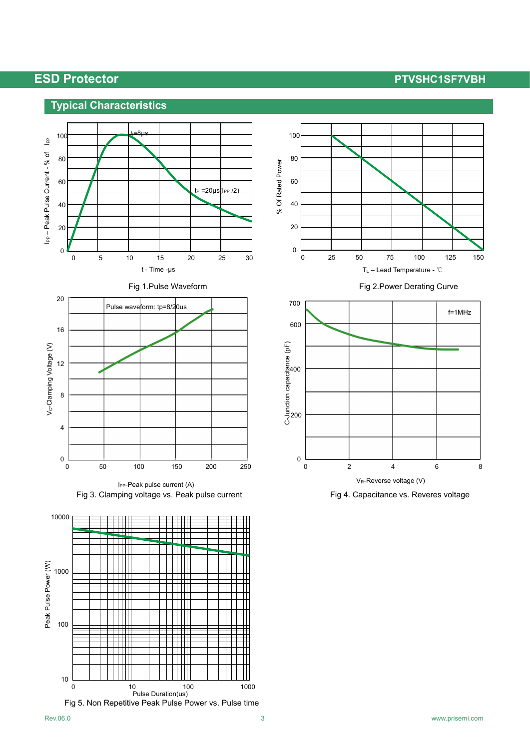## Typical Characteristics

Fig 1.Pulse Waveform

Fig 2.Power Derating Curve

Fig 3. Clamping voltage vs. Peak pulse current

Fig 4. Capacitance vs. Reveres voltage

Fig 5. Non Repetitive Peak Pulse Power vs. Pulse time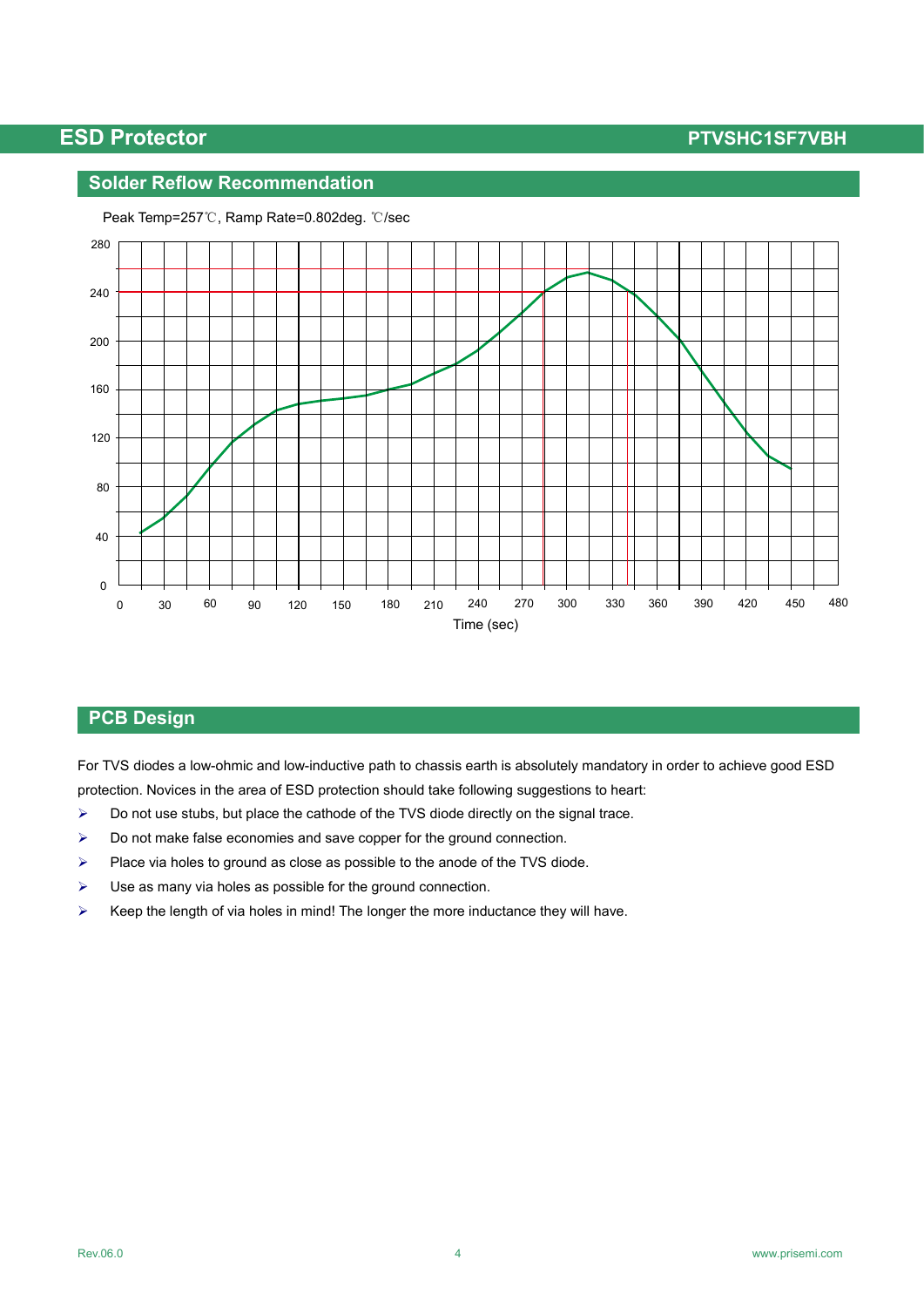## Solder Reflow Recommendation

Peak Temp=257℃, Ramp Rate=0.802deg. ℃/sec

Time (sec)

## PCB Design

For TVS diodes a low-ohmic and low-inductive path to chassis earth is absolutely mandatory in order to achieve good ESD protection. Novices in the area of ESD protection should take following suggestions to heart:

- Do not use stubs, but place the cathode of the TVS diode directly on the signal trace.
- Do not make false economies and save copper for the ground connection.
- Place via holes to ground as close as possible to the anode of the TVS diode.
- Use as many via holes as possible for the ground connection.
- Keep the length of via holes in mind! The longer the more inductance they will have.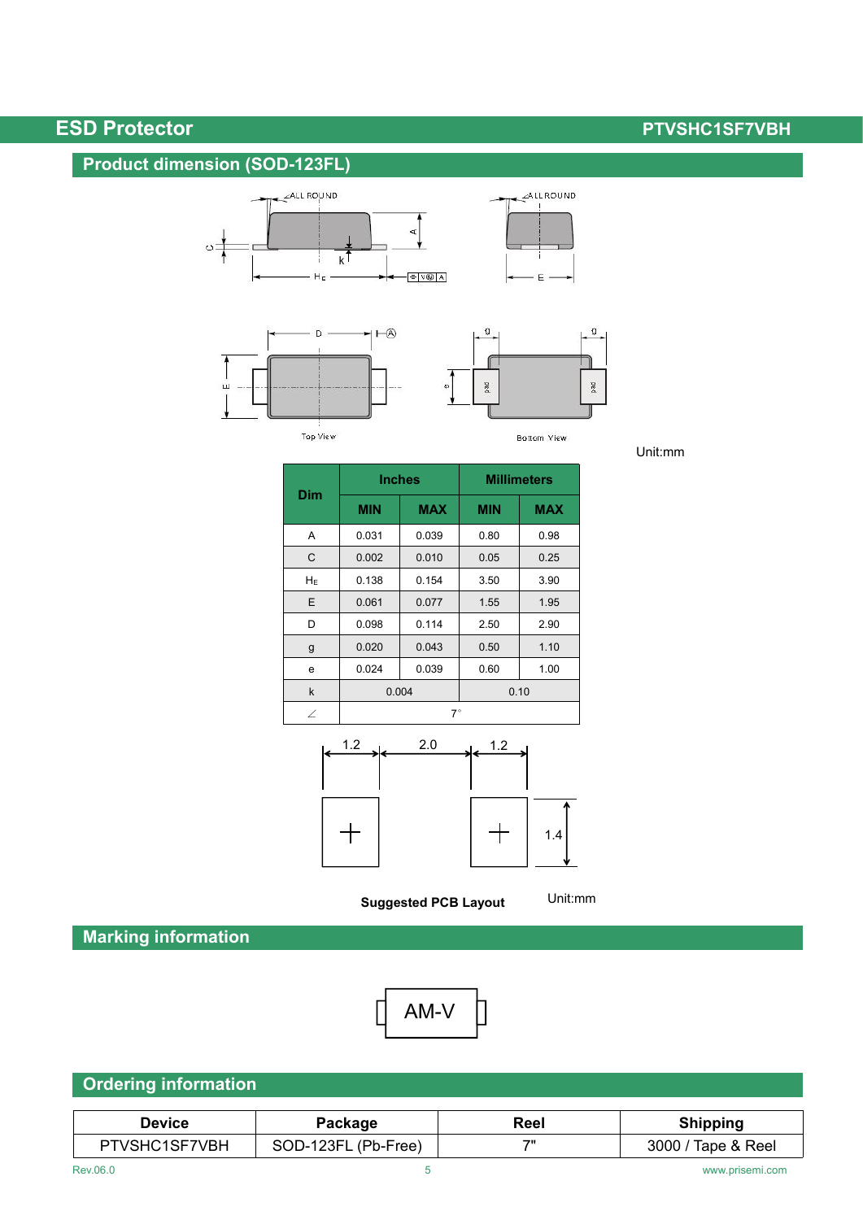## Product dimension (SOD-123FL)

Top View

Bottom View

Unit:mm

| Dim | Inches | | Millimeters | |
|---|---|---|---|---|
| | MIN | MAX | MIN | MAX |
| A | 0.031 | 0.039 | 0.80 | 0.98 |
| C | 0.002 | 0.010 | 0.05 | 0.25 |
| $H_E$ | 0.138 | 0.154 | 3.50 | 3.90 |
| E | 0.061 | 0.077 | 1.55 | 1.95 |
| D | 0.098 | 0.114 | 2.50 | 2.90 |
| g | 0.020 | 0.043 | 0.50 | 1.10 |
| e | 0.024 | 0.039 | 0.60 | 1.00 |
| k | 0.004 | | 0.10 | |
| ∠ | 7° | | | |

1.2 2.0 1.2

1.4

**Suggested PCB Layout** Unit:mm

## Marking information

AM-V

## Ordering information

| Device | Package | Reel | Shipping |
|---|---|---|---|
| PTVSHC1SF7VBH | SOD-123FL (Pb-Free) | 7" | 3000 / Tape & Reel |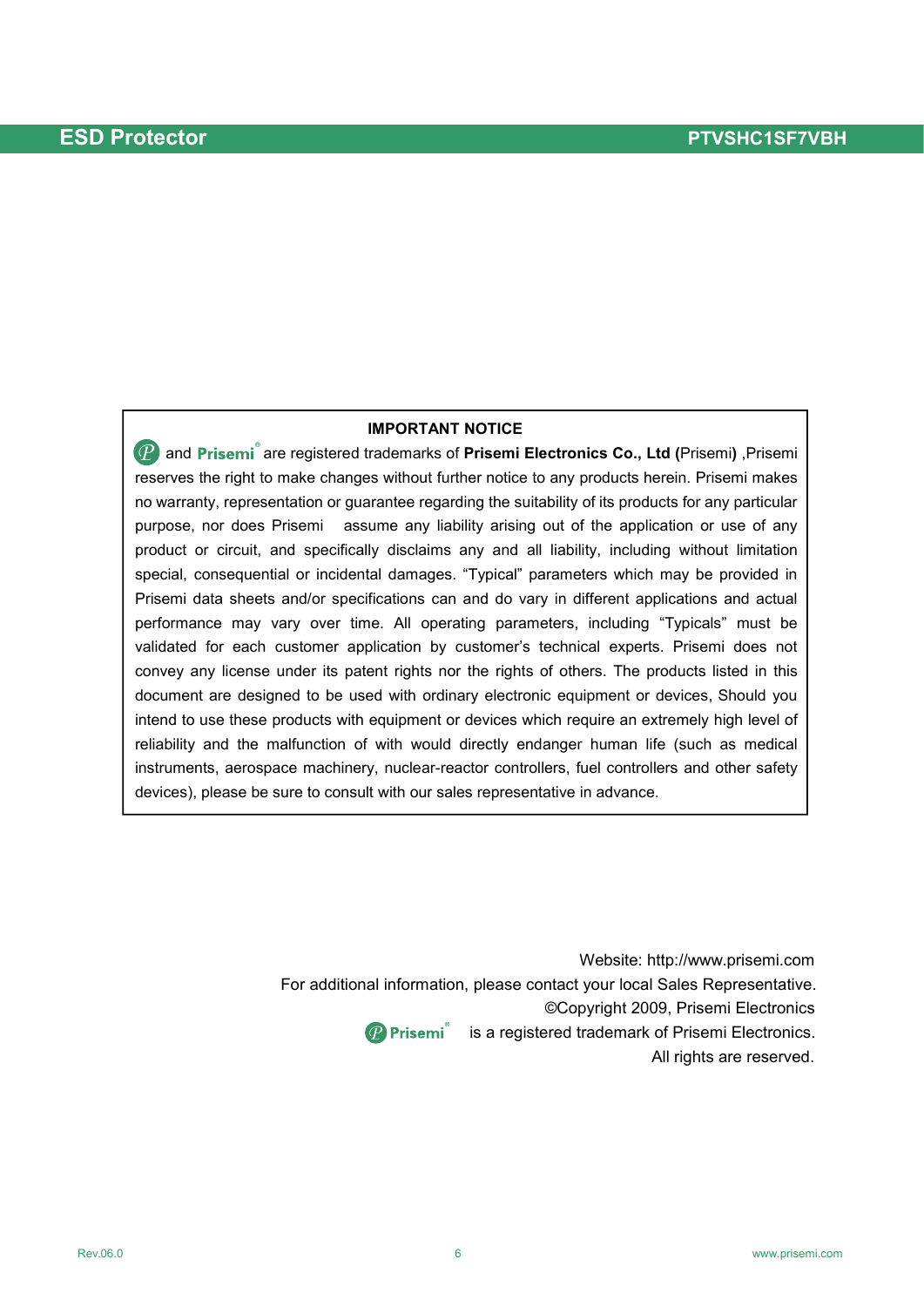**IMPORTANT NOTICE**

and **Prisemi**® are registered trademarks of **Prisemi Electronics Co., Ltd (**Prisemi**)** ,Prisemi reserves the right to make changes without further notice to any products herein. Prisemi makes no warranty, representation or guarantee regarding the suitability of its products for any particular purpose, nor does Prisemi assume any liability arising out of the application or use of any product or circuit, and specifically disclaims any and all liability, including without limitation special, consequential or incidental damages. "Typical" parameters which may be provided in Prisemi data sheets and/or specifications can and do vary in different applications and actual performance may vary over time. All operating parameters, including "Typicals" must be validated for each customer application by customer's technical experts. Prisemi does not convey any license under its patent rights nor the rights of others. The products listed in this document are designed to be used with ordinary electronic equipment or devices, Should you intend to use these products with equipment or devices which require an extremely high level of reliability and the malfunction of with would directly endanger human life (such as medical instruments, aerospace machinery, nuclear-reactor controllers, fuel controllers and other safety devices), please be sure to consult with our sales representative in advance.

Website: http://www.prisemi.com

For additional information, please contact your local Sales Representative.

©Copyright 2009, Prisemi Electronics

Prisemi® is a registered trademark of Prisemi Electronics.

All rights are reserved.